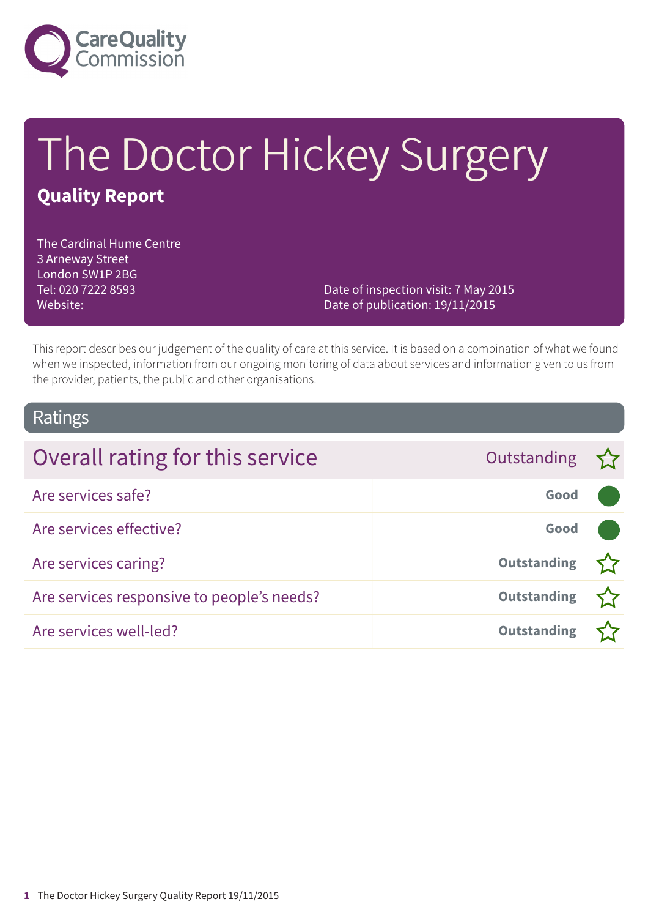Care Quality Commission

# The Doctor Hickey Surgery

**Quality Report**

The Cardinal Hume Centre
3 Arneway Street
London SW1P 2BG
Tel: 020 7222 8593
Website:

Date of inspection visit: 7 May 2015
Date of publication: 19/11/2015

This report describes our judgement of the quality of care at this service. It is based on a combination of what we found when we inspected, information from our ongoing monitoring of data about services and information given to us from the provider, patients, the public and other organisations.

## Ratings

| Overall rating for this service | Outstanding |
|---|---|
| Are services safe? | Good |
| Are services effective? | Good |
| Are services caring? | Outstanding |
| Are services responsive to people's needs? | Outstanding |
| Are services well-led? | Outstanding |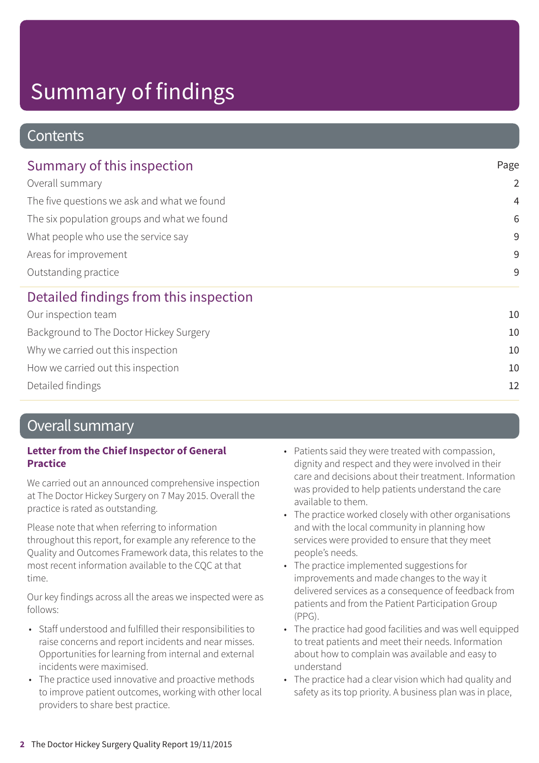# Summary of findings

## Contents

| Summary of this inspection | Page |
|---|---|
| Overall summary | 2 |
| The five questions we ask and what we found | 4 |
| The six population groups and what we found | 6 |
| What people who use the service say | 9 |
| Areas for improvement | 9 |
| Outstanding practice | 9 |
| **Detailed findings from this inspection** | |
| Our inspection team | 10 |
| Background to The Doctor Hickey Surgery | 10 |
| Why we carried out this inspection | 10 |
| How we carried out this inspection | 10 |
| Detailed findings | 12 |

## Overall summary

**Letter from the Chief Inspector of General Practice**

We carried out an announced comprehensive inspection at The Doctor Hickey Surgery on 7 May 2015. Overall the practice is rated as outstanding.

Please note that when referring to information throughout this report, for example any reference to the Quality and Outcomes Framework data, this relates to the most recent information available to the CQC at that time.

Our key findings across all the areas we inspected were as follows:

- Staff understood and fulfilled their responsibilities to raise concerns and report incidents and near misses. Opportunities for learning from internal and external incidents were maximised.
- The practice used innovative and proactive methods to improve patient outcomes, working with other local providers to share best practice.
- Patients said they were treated with compassion, dignity and respect and they were involved in their care and decisions about their treatment. Information was provided to help patients understand the care available to them.
- The practice worked closely with other organisations and with the local community in planning how services were provided to ensure that they meet people's needs.
- The practice implemented suggestions for improvements and made changes to the way it delivered services as a consequence of feedback from patients and from the Patient Participation Group (PPG).
- The practice had good facilities and was well equipped to treat patients and meet their needs. Information about how to complain was available and easy to understand
- The practice had a clear vision which had quality and safety as its top priority. A business plan was in place,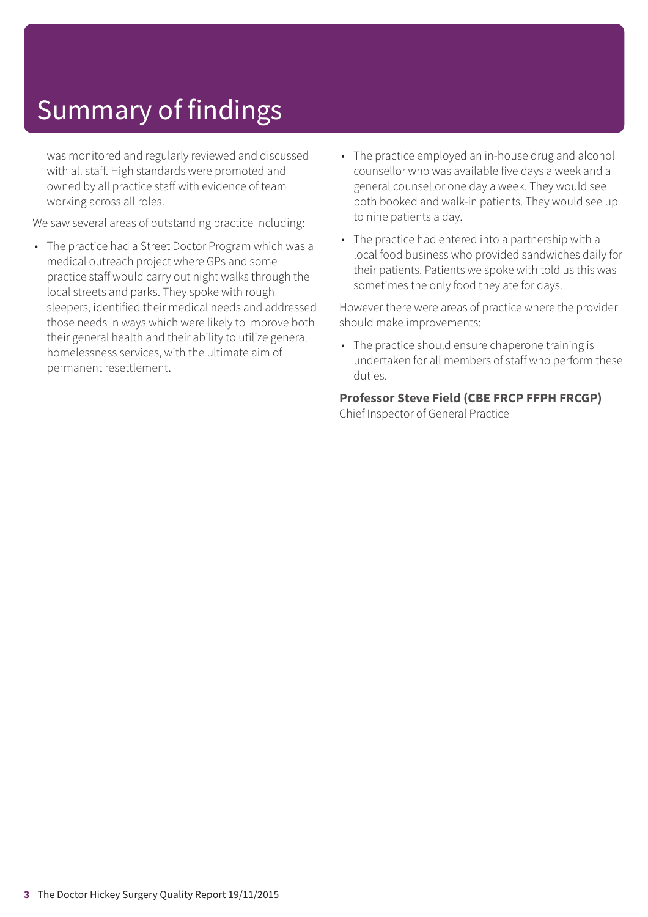# Summary of findings

was monitored and regularly reviewed and discussed with all staff. High standards were promoted and owned by all practice staff with evidence of team working across all roles.

We saw several areas of outstanding practice including:

- The practice had a Street Doctor Program which was a medical outreach project where GPs and some practice staff would carry out night walks through the local streets and parks. They spoke with rough sleepers, identified their medical needs and addressed those needs in ways which were likely to improve both their general health and their ability to utilize general homelessness services, with the ultimate aim of permanent resettlement.
- The practice employed an in-house drug and alcohol counsellor who was available five days a week and a general counsellor one day a week. They would see both booked and walk-in patients. They would see up to nine patients a day.
- The practice had entered into a partnership with a local food business who provided sandwiches daily for their patients. Patients we spoke with told us this was sometimes the only food they ate for days.

However there were areas of practice where the provider should make improvements:

- The practice should ensure chaperone training is undertaken for all members of staff who perform these duties.

**Professor Steve Field (CBE FRCP FFPH FRCGP)**
Chief Inspector of General Practice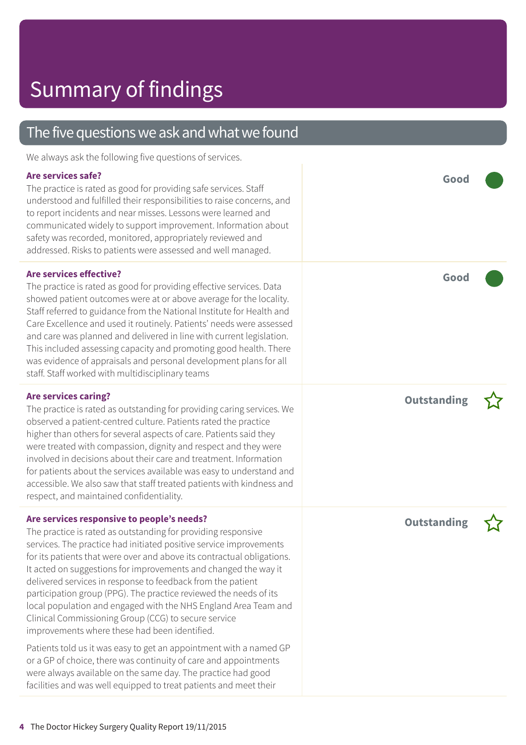# Summary of findings

## The five questions we ask and what we found

We always ask the following five questions of services.

### Are services safe?

**Good**

The practice is rated as good for providing safe services. Staff understood and fulfilled their responsibilities to raise concerns, and to report incidents and near misses. Lessons were learned and communicated widely to support improvement. Information about safety was recorded, monitored, appropriately reviewed and addressed. Risks to patients were assessed and well managed.

### Are services effective?

**Good**

The practice is rated as good for providing effective services. Data showed patient outcomes were at or above average for the locality. Staff referred to guidance from the National Institute for Health and Care Excellence and used it routinely. Patients' needs were assessed and care was planned and delivered in line with current legislation. This included assessing capacity and promoting good health. There was evidence of appraisals and personal development plans for all staff. Staff worked with multidisciplinary teams

### Are services caring?

**Outstanding**

The practice is rated as outstanding for providing caring services. We observed a patient-centred culture. Patients rated the practice higher than others for several aspects of care. Patients said they were treated with compassion, dignity and respect and they were involved in decisions about their care and treatment. Information for patients about the services available was easy to understand and accessible. We also saw that staff treated patients with kindness and respect, and maintained confidentiality.

### Are services responsive to people's needs?

**Outstanding**

The practice is rated as outstanding for providing responsive services. The practice had initiated positive service improvements for its patients that were over and above its contractual obligations. It acted on suggestions for improvements and changed the way it delivered services in response to feedback from the patient participation group (PPG). The practice reviewed the needs of its local population and engaged with the NHS England Area Team and Clinical Commissioning Group (CCG) to secure service improvements where these had been identified.

Patients told us it was easy to get an appointment with a named GP or a GP of choice, there was continuity of care and appointments were always available on the same day. The practice had good facilities and was well equipped to treat patients and meet their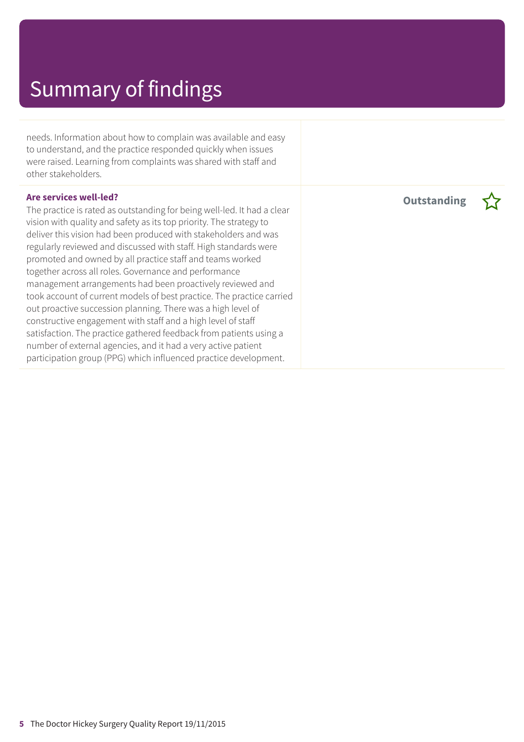# Summary of findings

needs. Information about how to complain was available and easy to understand, and the practice responded quickly when issues were raised. Learning from complaints was shared with staff and other stakeholders.

| | |
|---|---|
| **Are services well-led?** The practice is rated as outstanding for being well-led. It had a clear vision with quality and safety as its top priority. The strategy to deliver this vision had been produced with stakeholders and was regularly reviewed and discussed with staff. High standards were promoted and owned by all practice staff and teams worked together across all roles. Governance and performance management arrangements had been proactively reviewed and took account of current models of best practice. The practice carried out proactive succession planning. There was a high level of constructive engagement with staff and a high level of staff satisfaction. The practice gathered feedback from patients using a number of external agencies, and it had a very active patient participation group (PPG) which influenced practice development. | **Outstanding** ☆ |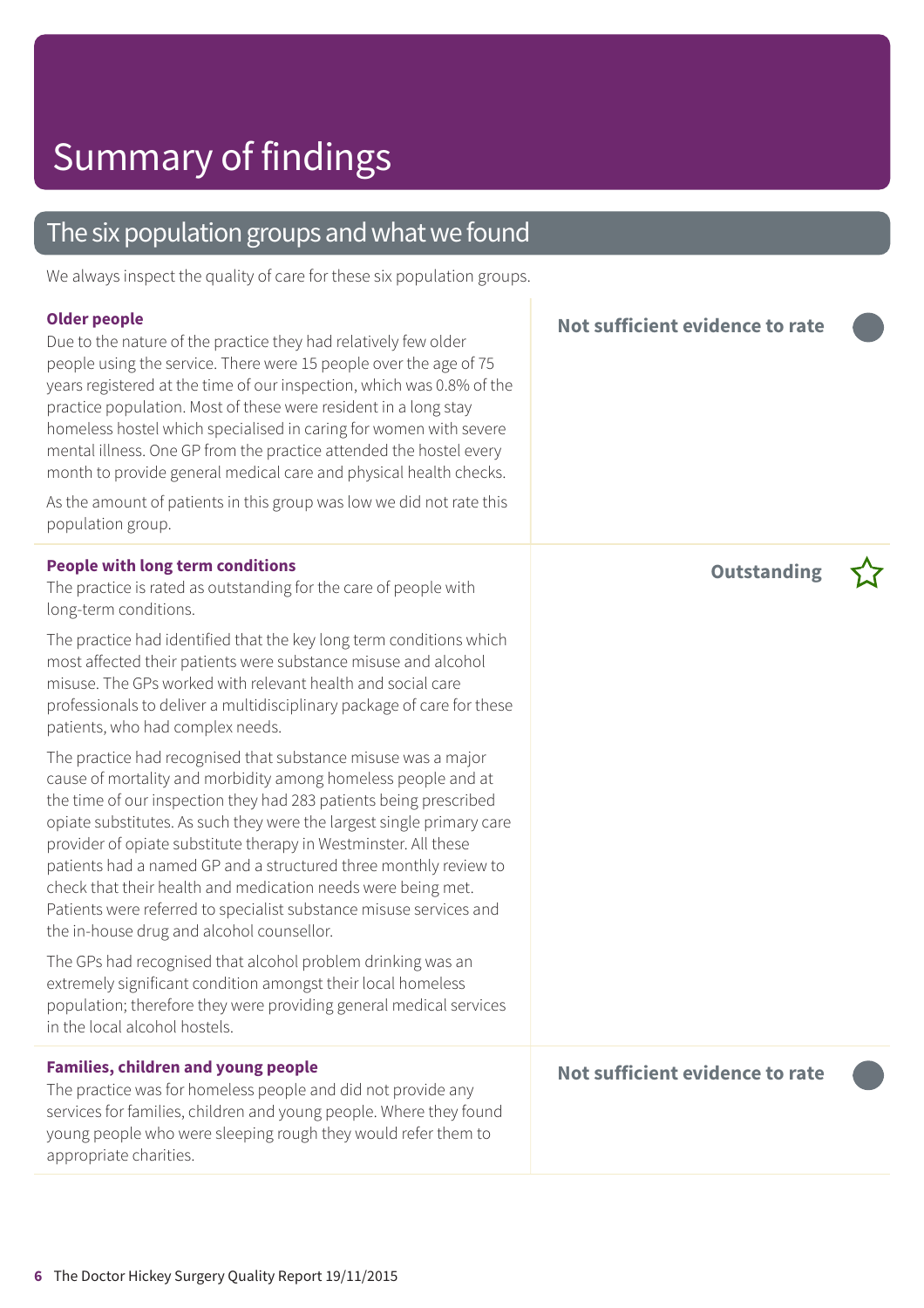# Summary of findings

## The six population groups and what we found

We always inspect the quality of care for these six population groups.

### Older people

**Not sufficient evidence to rate**

Due to the nature of the practice they had relatively few older people using the service. There were 15 people over the age of 75 years registered at the time of our inspection, which was 0.8% of the practice population. Most of these were resident in a long stay homeless hostel which specialised in caring for women with severe mental illness. One GP from the practice attended the hostel every month to provide general medical care and physical health checks.

As the amount of patients in this group was low we did not rate this population group.

### People with long term conditions

**Outstanding**

The practice is rated as outstanding for the care of people with long-term conditions.

The practice had identified that the key long term conditions which most affected their patients were substance misuse and alcohol misuse. The GPs worked with relevant health and social care professionals to deliver a multidisciplinary package of care for these patients, who had complex needs.

The practice had recognised that substance misuse was a major cause of mortality and morbidity among homeless people and at the time of our inspection they had 283 patients being prescribed opiate substitutes. As such they were the largest single primary care provider of opiate substitute therapy in Westminster. All these patients had a named GP and a structured three monthly review to check that their health and medication needs were being met. Patients were referred to specialist substance misuse services and the in-house drug and alcohol counsellor.

The GPs had recognised that alcohol problem drinking was an extremely significant condition amongst their local homeless population; therefore they were providing general medical services in the local alcohol hostels.

### Families, children and young people

**Not sufficient evidence to rate**

The practice was for homeless people and did not provide any services for families, children and young people. Where they found young people who were sleeping rough they would refer them to appropriate charities.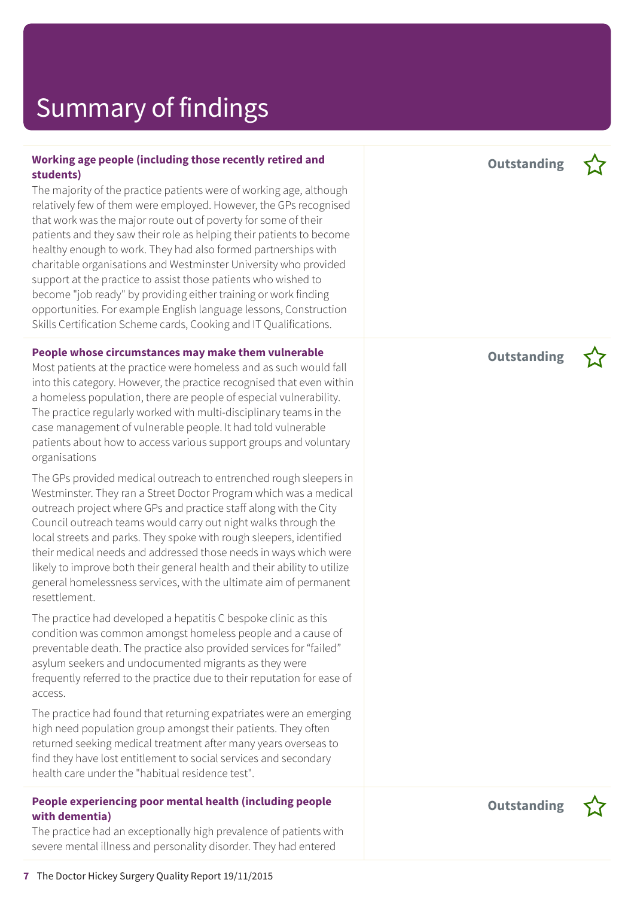# Summary of findings

**Working age people (including those recently retired and students)**

**Outstanding** ☆

The majority of the practice patients were of working age, although relatively few of them were employed. However, the GPs recognised that work was the major route out of poverty for some of their patients and they saw their role as helping their patients to become healthy enough to work. They had also formed partnerships with charitable organisations and Westminster University who provided support at the practice to assist those patients who wished to become "job ready" by providing either training or work finding opportunities. For example English language lessons, Construction Skills Certification Scheme cards, Cooking and IT Qualifications.

**People whose circumstances may make them vulnerable**

**Outstanding** ☆

Most patients at the practice were homeless and as such would fall into this category. However, the practice recognised that even within a homeless population, there are people of especial vulnerability. The practice regularly worked with multi-disciplinary teams in the case management of vulnerable people. It had told vulnerable patients about how to access various support groups and voluntary organisations

The GPs provided medical outreach to entrenched rough sleepers in Westminster. They ran a Street Doctor Program which was a medical outreach project where GPs and practice staff along with the City Council outreach teams would carry out night walks through the local streets and parks. They spoke with rough sleepers, identified their medical needs and addressed those needs in ways which were likely to improve both their general health and their ability to utilize general homelessness services, with the ultimate aim of permanent resettlement.

The practice had developed a hepatitis C bespoke clinic as this condition was common amongst homeless people and a cause of preventable death. The practice also provided services for "failed" asylum seekers and undocumented migrants as they were frequently referred to the practice due to their reputation for ease of access.

The practice had found that returning expatriates were an emerging high need population group amongst their patients. They often returned seeking medical treatment after many years overseas to find they have lost entitlement to social services and secondary health care under the "habitual residence test".

**People experiencing poor mental health (including people with dementia)**

**Outstanding** ☆

The practice had an exceptionally high prevalence of patients with severe mental illness and personality disorder. They had entered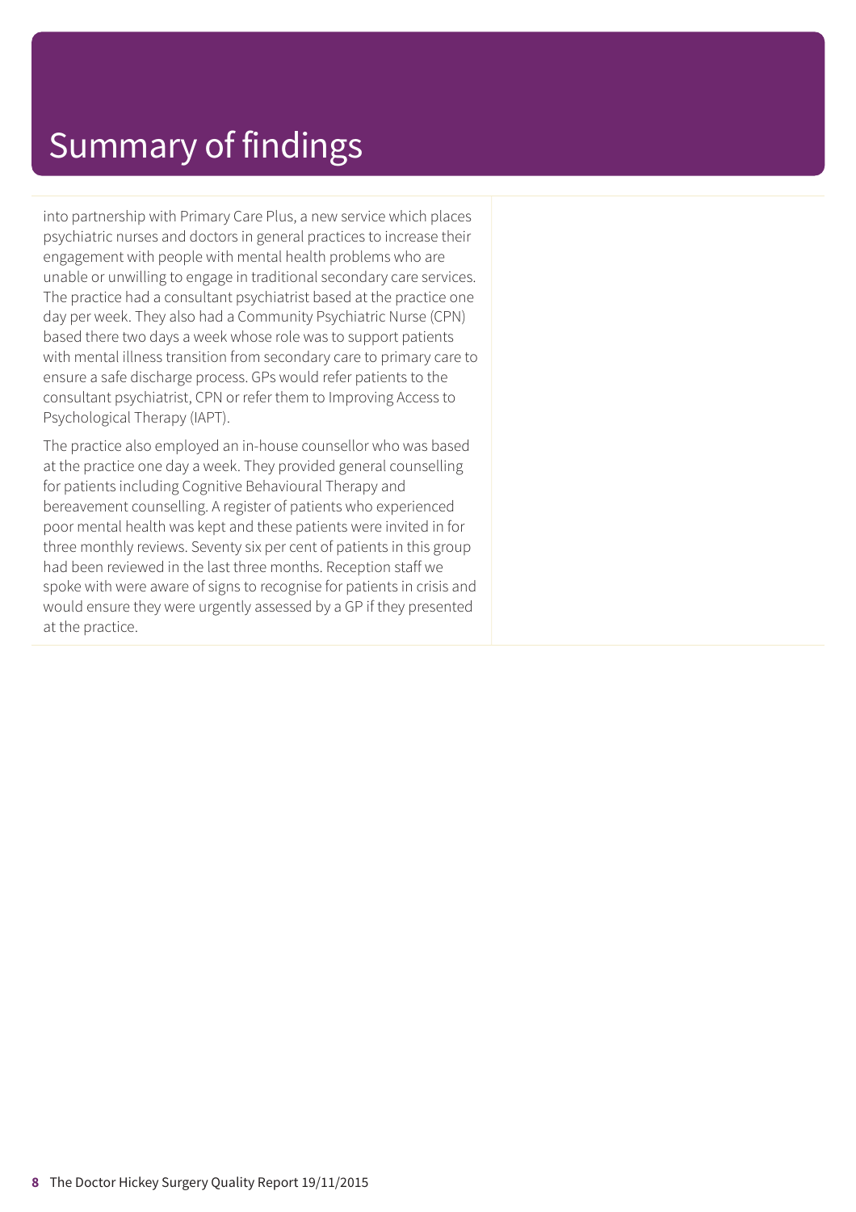# Summary of findings

into partnership with Primary Care Plus, a new service which places psychiatric nurses and doctors in general practices to increase their engagement with people with mental health problems who are unable or unwilling to engage in traditional secondary care services. The practice had a consultant psychiatrist based at the practice one day per week. They also had a Community Psychiatric Nurse (CPN) based there two days a week whose role was to support patients with mental illness transition from secondary care to primary care to ensure a safe discharge process. GPs would refer patients to the consultant psychiatrist, CPN or refer them to Improving Access to Psychological Therapy (IAPT).

The practice also employed an in-house counsellor who was based at the practice one day a week. They provided general counselling for patients including Cognitive Behavioural Therapy and bereavement counselling. A register of patients who experienced poor mental health was kept and these patients were invited in for three monthly reviews. Seventy six per cent of patients in this group had been reviewed in the last three months. Reception staff we spoke with were aware of signs to recognise for patients in crisis and would ensure they were urgently assessed by a GP if they presented at the practice.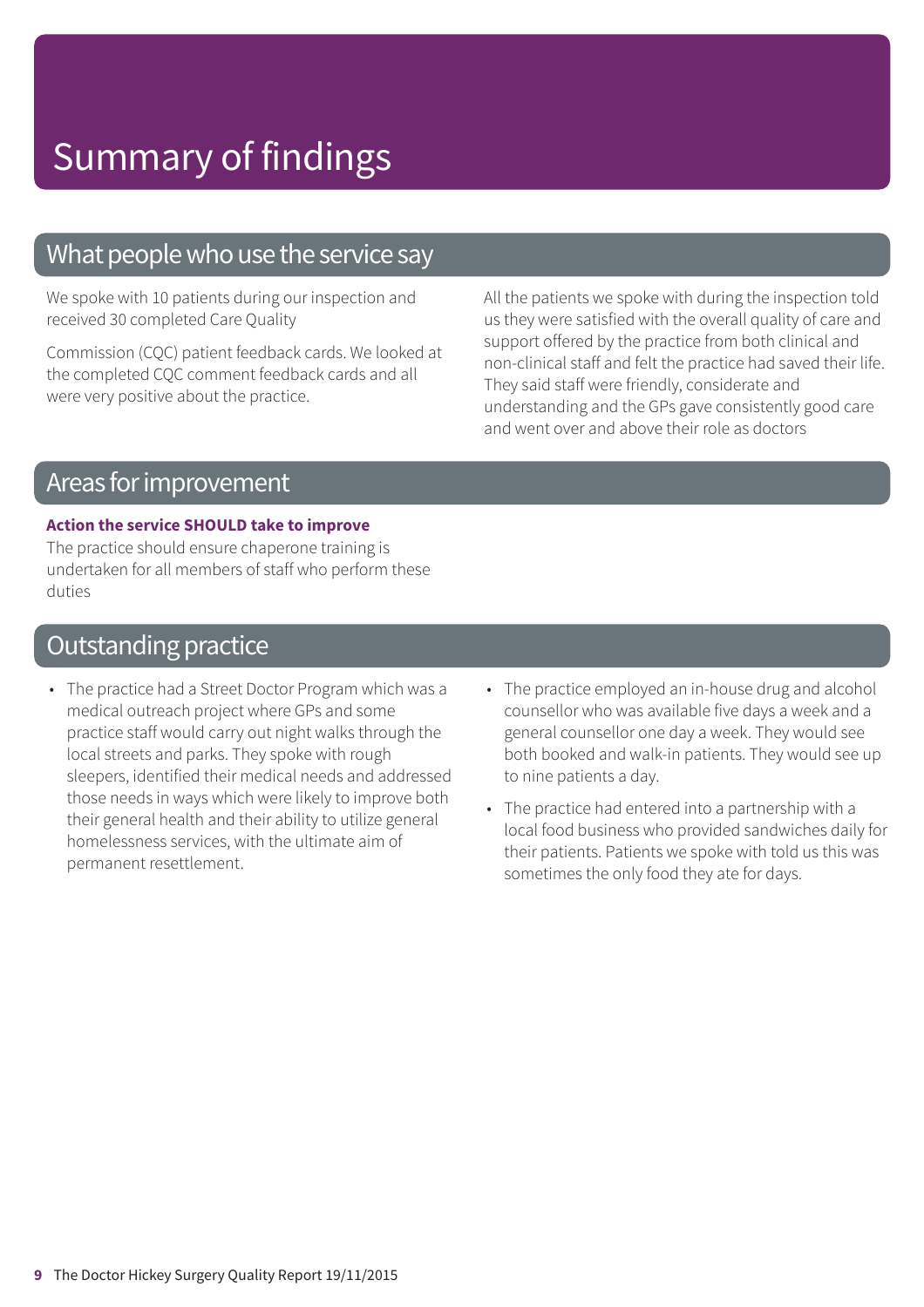# Summary of findings

## What people who use the service say

We spoke with 10 patients during our inspection and received 30 completed Care Quality

Commission (CQC) patient feedback cards. We looked at the completed CQC comment feedback cards and all were very positive about the practice.

All the patients we spoke with during the inspection told us they were satisfied with the overall quality of care and support offered by the practice from both clinical and non-clinical staff and felt the practice had saved their life. They said staff were friendly, considerate and understanding and the GPs gave consistently good care and went over and above their role as doctors

## Areas for improvement

**Action the service SHOULD take to improve**

The practice should ensure chaperone training is undertaken for all members of staff who perform these duties

## Outstanding practice

- The practice had a Street Doctor Program which was a medical outreach project where GPs and some practice staff would carry out night walks through the local streets and parks. They spoke with rough sleepers, identified their medical needs and addressed those needs in ways which were likely to improve both their general health and their ability to utilize general homelessness services, with the ultimate aim of permanent resettlement.
- The practice employed an in-house drug and alcohol counsellor who was available five days a week and a general counsellor one day a week. They would see both booked and walk-in patients. They would see up to nine patients a day.
- The practice had entered into a partnership with a local food business who provided sandwiches daily for their patients. Patients we spoke with told us this was sometimes the only food they ate for days.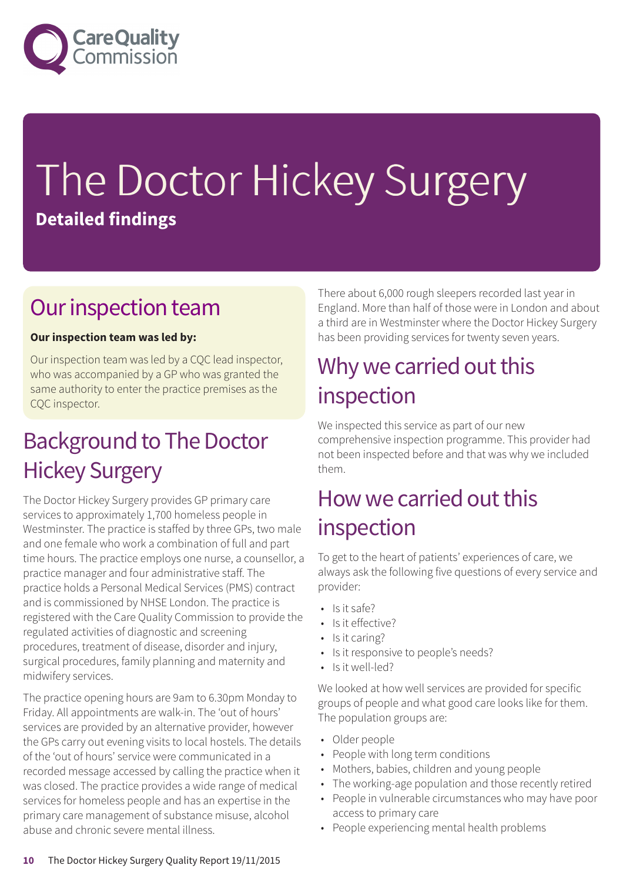# The Doctor Hickey Surgery

**Detailed findings**

## Our inspection team

**Our inspection team was led by:**

Our inspection team was led by a CQC lead inspector, who was accompanied by a GP who was granted the same authority to enter the practice premises as the CQC inspector.

## Background to The Doctor Hickey Surgery

The Doctor Hickey Surgery provides GP primary care services to approximately 1,700 homeless people in Westminster. The practice is staffed by three GPs, two male and one female who work a combination of full and part time hours. The practice employs one nurse, a counsellor, a practice manager and four administrative staff. The practice holds a Personal Medical Services (PMS) contract and is commissioned by NHSE London. The practice is registered with the Care Quality Commission to provide the regulated activities of diagnostic and screening procedures, treatment of disease, disorder and injury, surgical procedures, family planning and maternity and midwifery services.

The practice opening hours are 9am to 6.30pm Monday to Friday. All appointments are walk-in. The 'out of hours' services are provided by an alternative provider, however the GPs carry out evening visits to local hostels. The details of the 'out of hours' service were communicated in a recorded message accessed by calling the practice when it was closed. The practice provides a wide range of medical services for homeless people and has an expertise in the primary care management of substance misuse, alcohol abuse and chronic severe mental illness.

There about 6,000 rough sleepers recorded last year in England. More than half of those were in London and about a third are in Westminster where the Doctor Hickey Surgery has been providing services for twenty seven years.

## Why we carried out this inspection

We inspected this service as part of our new comprehensive inspection programme. This provider had not been inspected before and that was why we included them.

## How we carried out this inspection

To get to the heart of patients' experiences of care, we always ask the following five questions of every service and provider:

- Is it safe?
- Is it effective?
- Is it caring?
- Is it responsive to people's needs?
- Is it well-led?

We looked at how well services are provided for specific groups of people and what good care looks like for them. The population groups are:

- Older people
- People with long term conditions
- Mothers, babies, children and young people
- The working-age population and those recently retired
- People in vulnerable circumstances who may have poor access to primary care
- People experiencing mental health problems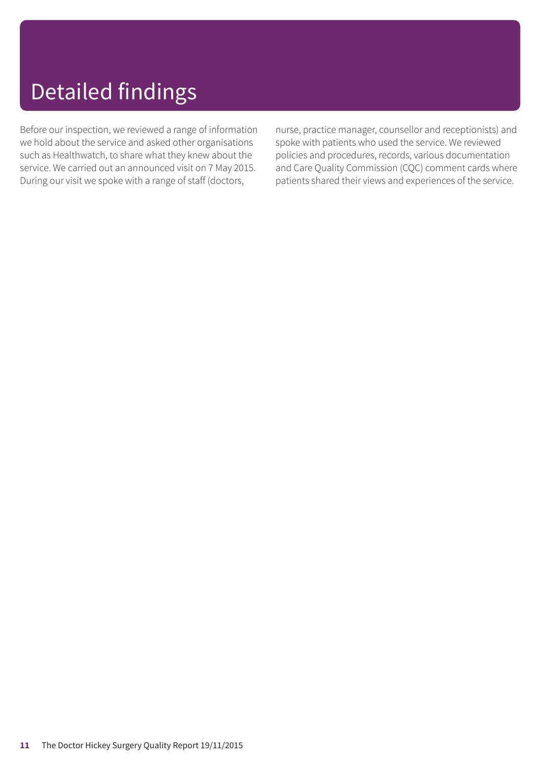# Detailed findings

Before our inspection, we reviewed a range of information we hold about the service and asked other organisations such as Healthwatch, to share what they knew about the service. We carried out an announced visit on 7 May 2015. During our visit we spoke with a range of staff (doctors, nurse, practice manager, counsellor and receptionists) and spoke with patients who used the service. We reviewed policies and procedures, records, various documentation and Care Quality Commission (CQC) comment cards where patients shared their views and experiences of the service.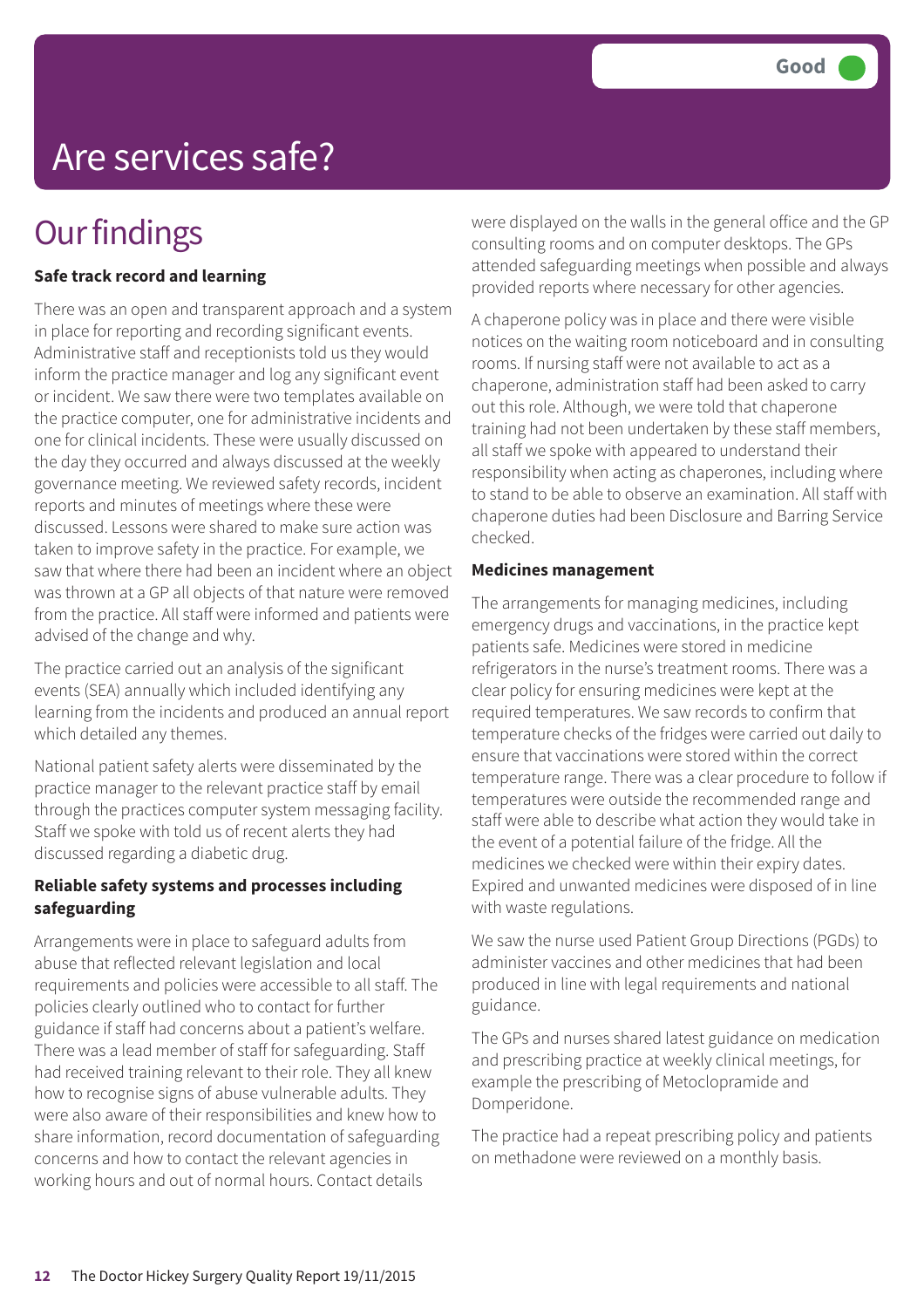Good

# Are services safe?

## Our findings

**Safe track record and learning**

There was an open and transparent approach and a system in place for reporting and recording significant events. Administrative staff and receptionists told us they would inform the practice manager and log any significant event or incident. We saw there were two templates available on the practice computer, one for administrative incidents and one for clinical incidents. These were usually discussed on the day they occurred and always discussed at the weekly governance meeting. We reviewed safety records, incident reports and minutes of meetings where these were discussed. Lessons were shared to make sure action was taken to improve safety in the practice. For example, we saw that where there had been an incident where an object was thrown at a GP all objects of that nature were removed from the practice. All staff were informed and patients were advised of the change and why.

The practice carried out an analysis of the significant events (SEA) annually which included identifying any learning from the incidents and produced an annual report which detailed any themes.

National patient safety alerts were disseminated by the practice manager to the relevant practice staff by email through the practices computer system messaging facility. Staff we spoke with told us of recent alerts they had discussed regarding a diabetic drug.

**Reliable safety systems and processes including safeguarding**

Arrangements were in place to safeguard adults from abuse that reflected relevant legislation and local requirements and policies were accessible to all staff. The policies clearly outlined who to contact for further guidance if staff had concerns about a patient's welfare. There was a lead member of staff for safeguarding. Staff had received training relevant to their role. They all knew how to recognise signs of abuse vulnerable adults. They were also aware of their responsibilities and knew how to share information, record documentation of safeguarding concerns and how to contact the relevant agencies in working hours and out of normal hours. Contact details were displayed on the walls in the general office and the GP consulting rooms and on computer desktops. The GPs attended safeguarding meetings when possible and always provided reports where necessary for other agencies.

A chaperone policy was in place and there were visible notices on the waiting room noticeboard and in consulting rooms. If nursing staff were not available to act as a chaperone, administration staff had been asked to carry out this role. Although, we were told that chaperone training had not been undertaken by these staff members, all staff we spoke with appeared to understand their responsibility when acting as chaperones, including where to stand to be able to observe an examination. All staff with chaperone duties had been Disclosure and Barring Service checked.

**Medicines management**

The arrangements for managing medicines, including emergency drugs and vaccinations, in the practice kept patients safe. Medicines were stored in medicine refrigerators in the nurse's treatment rooms. There was a clear policy for ensuring medicines were kept at the required temperatures. We saw records to confirm that temperature checks of the fridges were carried out daily to ensure that vaccinations were stored within the correct temperature range. There was a clear procedure to follow if temperatures were outside the recommended range and staff were able to describe what action they would take in the event of a potential failure of the fridge. All the medicines we checked were within their expiry dates. Expired and unwanted medicines were disposed of in line with waste regulations.

We saw the nurse used Patient Group Directions (PGDs) to administer vaccines and other medicines that had been produced in line with legal requirements and national guidance.

The GPs and nurses shared latest guidance on medication and prescribing practice at weekly clinical meetings, for example the prescribing of Metoclopramide and Domperidone.

The practice had a repeat prescribing policy and patients on methadone were reviewed on a monthly basis.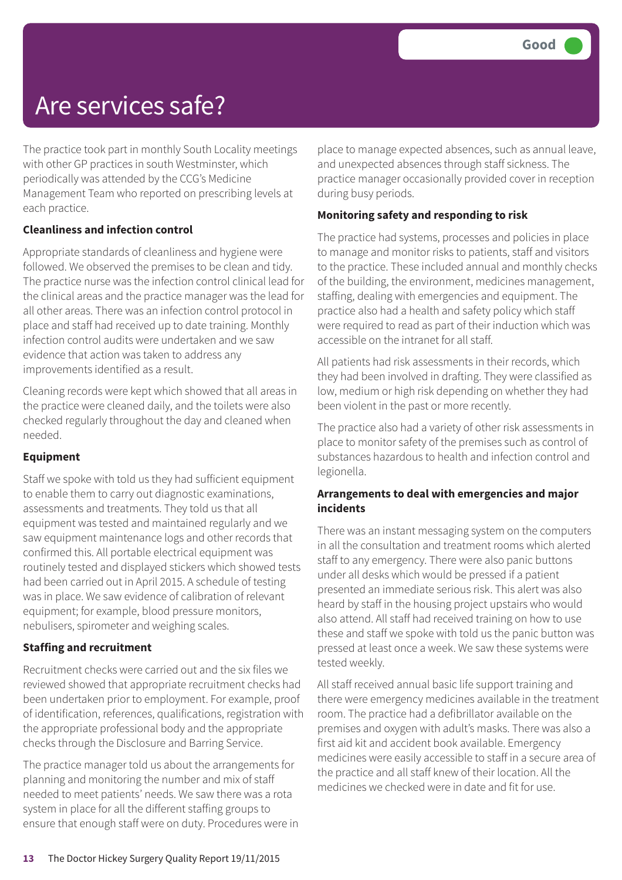Good

# Are services safe?

The practice took part in monthly South Locality meetings with other GP practices in south Westminster, which periodically was attended by the CCG's Medicine Management Team who reported on prescribing levels at each practice.

**Cleanliness and infection control**

Appropriate standards of cleanliness and hygiene were followed. We observed the premises to be clean and tidy. The practice nurse was the infection control clinical lead for the clinical areas and the practice manager was the lead for all other areas. There was an infection control protocol in place and staff had received up to date training. Monthly infection control audits were undertaken and we saw evidence that action was taken to address any improvements identified as a result.

Cleaning records were kept which showed that all areas in the practice were cleaned daily, and the toilets were also checked regularly throughout the day and cleaned when needed.

**Equipment**

Staff we spoke with told us they had sufficient equipment to enable them to carry out diagnostic examinations, assessments and treatments. They told us that all equipment was tested and maintained regularly and we saw equipment maintenance logs and other records that confirmed this. All portable electrical equipment was routinely tested and displayed stickers which showed tests had been carried out in April 2015. A schedule of testing was in place. We saw evidence of calibration of relevant equipment; for example, blood pressure monitors, nebulisers, spirometer and weighing scales.

**Staffing and recruitment**

Recruitment checks were carried out and the six files we reviewed showed that appropriate recruitment checks had been undertaken prior to employment. For example, proof of identification, references, qualifications, registration with the appropriate professional body and the appropriate checks through the Disclosure and Barring Service.

The practice manager told us about the arrangements for planning and monitoring the number and mix of staff needed to meet patients' needs. We saw there was a rota system in place for all the different staffing groups to ensure that enough staff were on duty. Procedures were in place to manage expected absences, such as annual leave, and unexpected absences through staff sickness. The practice manager occasionally provided cover in reception during busy periods.

**Monitoring safety and responding to risk**

The practice had systems, processes and policies in place to manage and monitor risks to patients, staff and visitors to the practice. These included annual and monthly checks of the building, the environment, medicines management, staffing, dealing with emergencies and equipment. The practice also had a health and safety policy which staff were required to read as part of their induction which was accessible on the intranet for all staff.

All patients had risk assessments in their records, which they had been involved in drafting. They were classified as low, medium or high risk depending on whether they had been violent in the past or more recently.

The practice also had a variety of other risk assessments in place to monitor safety of the premises such as control of substances hazardous to health and infection control and legionella.

**Arrangements to deal with emergencies and major incidents**

There was an instant messaging system on the computers in all the consultation and treatment rooms which alerted staff to any emergency. There were also panic buttons under all desks which would be pressed if a patient presented an immediate serious risk. This alert was also heard by staff in the housing project upstairs who would also attend. All staff had received training on how to use these and staff we spoke with told us the panic button was pressed at least once a week. We saw these systems were tested weekly.

All staff received annual basic life support training and there were emergency medicines available in the treatment room. The practice had a defibrillator available on the premises and oxygen with adult's masks. There was also a first aid kit and accident book available. Emergency medicines were easily accessible to staff in a secure area of the practice and all staff knew of their location. All the medicines we checked were in date and fit for use.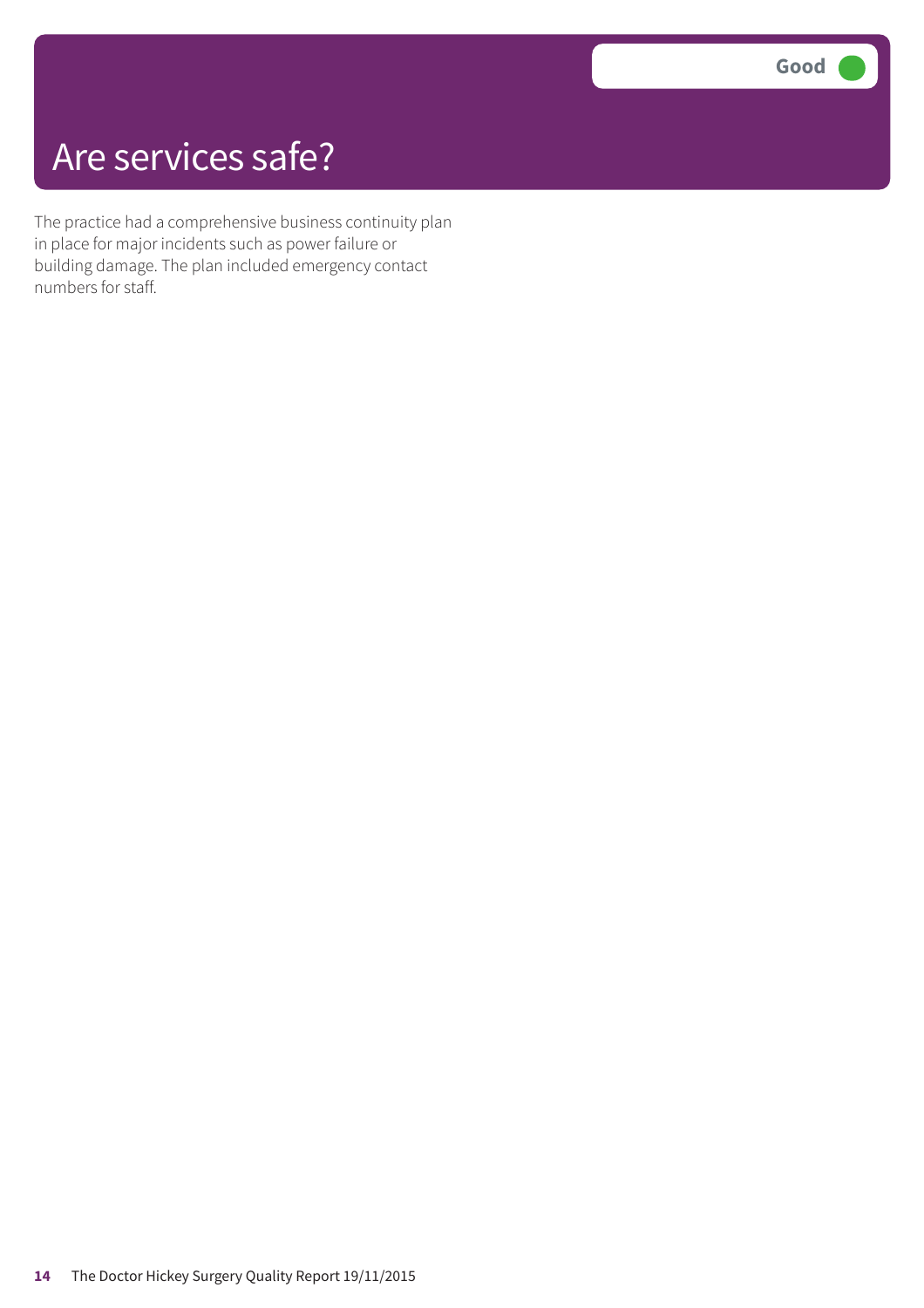# Are services safe?

**Good**

The practice had a comprehensive business continuity plan in place for major incidents such as power failure or building damage. The plan included emergency contact numbers for staff.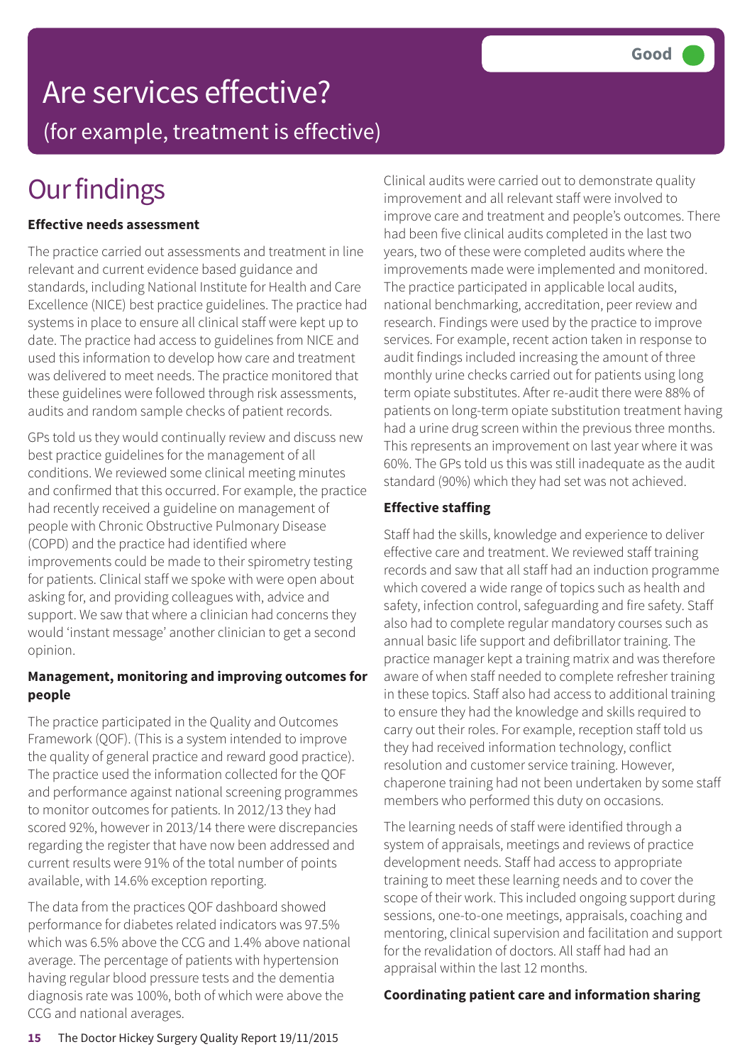Good

# Are services effective?

(for example, treatment is effective)

## Our findings

**Effective needs assessment**

The practice carried out assessments and treatment in line relevant and current evidence based guidance and standards, including National Institute for Health and Care Excellence (NICE) best practice guidelines. The practice had systems in place to ensure all clinical staff were kept up to date. The practice had access to guidelines from NICE and used this information to develop how care and treatment was delivered to meet needs. The practice monitored that these guidelines were followed through risk assessments, audits and random sample checks of patient records.

GPs told us they would continually review and discuss new best practice guidelines for the management of all conditions. We reviewed some clinical meeting minutes and confirmed that this occurred. For example, the practice had recently received a guideline on management of people with Chronic Obstructive Pulmonary Disease (COPD) and the practice had identified where improvements could be made to their spirometry testing for patients. Clinical staff we spoke with were open about asking for, and providing colleagues with, advice and support. We saw that where a clinician had concerns they would 'instant message' another clinician to get a second opinion.

**Management, monitoring and improving outcomes for people**

The practice participated in the Quality and Outcomes Framework (QOF). (This is a system intended to improve the quality of general practice and reward good practice). The practice used the information collected for the QOF and performance against national screening programmes to monitor outcomes for patients. In 2012/13 they had scored 92%, however in 2013/14 there were discrepancies regarding the register that have now been addressed and current results were 91% of the total number of points available, with 14.6% exception reporting.

The data from the practices QOF dashboard showed performance for diabetes related indicators was 97.5% which was 6.5% above the CCG and 1.4% above national average. The percentage of patients with hypertension having regular blood pressure tests and the dementia diagnosis rate was 100%, both of which were above the CCG and national averages.

Clinical audits were carried out to demonstrate quality improvement and all relevant staff were involved to improve care and treatment and people's outcomes. There had been five clinical audits completed in the last two years, two of these were completed audits where the improvements made were implemented and monitored. The practice participated in applicable local audits, national benchmarking, accreditation, peer review and research. Findings were used by the practice to improve services. For example, recent action taken in response to audit findings included increasing the amount of three monthly urine checks carried out for patients using long term opiate substitutes. After re-audit there were 88% of patients on long-term opiate substitution treatment having had a urine drug screen within the previous three months. This represents an improvement on last year where it was 60%. The GPs told us this was still inadequate as the audit standard (90%) which they had set was not achieved.

**Effective staffing**

Staff had the skills, knowledge and experience to deliver effective care and treatment. We reviewed staff training records and saw that all staff had an induction programme which covered a wide range of topics such as health and safety, infection control, safeguarding and fire safety. Staff also had to complete regular mandatory courses such as annual basic life support and defibrillator training. The practice manager kept a training matrix and was therefore aware of when staff needed to complete refresher training in these topics. Staff also had access to additional training to ensure they had the knowledge and skills required to carry out their roles. For example, reception staff told us they had received information technology, conflict resolution and customer service training. However, chaperone training had not been undertaken by some staff members who performed this duty on occasions.

The learning needs of staff were identified through a system of appraisals, meetings and reviews of practice development needs. Staff had access to appropriate training to meet these learning needs and to cover the scope of their work. This included ongoing support during sessions, one-to-one meetings, appraisals, coaching and mentoring, clinical supervision and facilitation and support for the revalidation of doctors. All staff had had an appraisal within the last 12 months.

**Coordinating patient care and information sharing**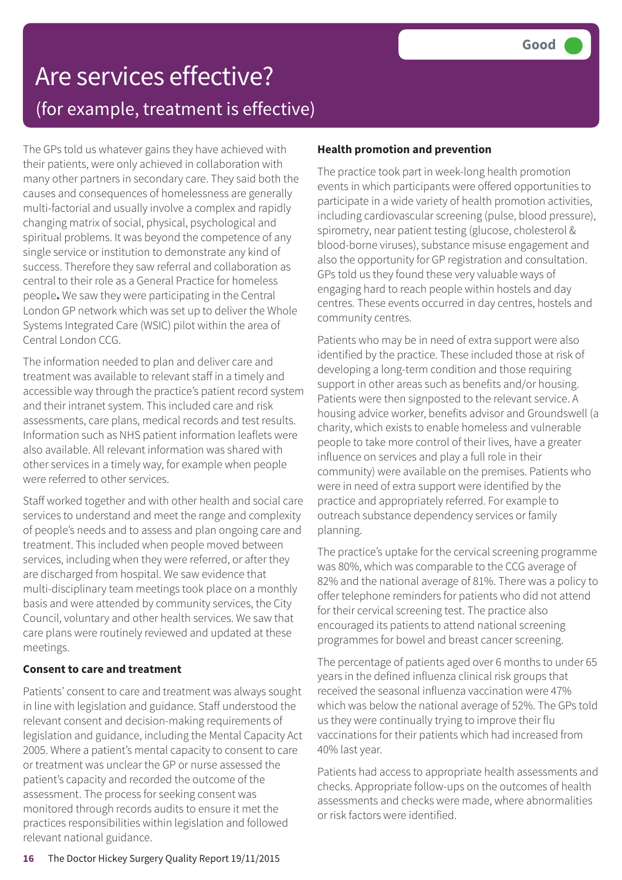# Are services effective?

## (for example, treatment is effective)

**Good**

The GPs told us whatever gains they have achieved with their patients, were only achieved in collaboration with many other partners in secondary care. They said both the causes and consequences of homelessness are generally multi-factorial and usually involve a complex and rapidly changing matrix of social, physical, psychological and spiritual problems. It was beyond the competence of any single service or institution to demonstrate any kind of success. Therefore they saw referral and collaboration as central to their role as a General Practice for homeless people**.** We saw they were participating in the Central London GP network which was set up to deliver the Whole Systems Integrated Care (WSIC) pilot within the area of Central London CCG.

The information needed to plan and deliver care and treatment was available to relevant staff in a timely and accessible way through the practice's patient record system and their intranet system. This included care and risk assessments, care plans, medical records and test results. Information such as NHS patient information leaflets were also available. All relevant information was shared with other services in a timely way, for example when people were referred to other services.

Staff worked together and with other health and social care services to understand and meet the range and complexity of people's needs and to assess and plan ongoing care and treatment. This included when people moved between services, including when they were referred, or after they are discharged from hospital. We saw evidence that multi-disciplinary team meetings took place on a monthly basis and were attended by community services, the City Council, voluntary and other health services. We saw that care plans were routinely reviewed and updated at these meetings.

**Consent to care and treatment**

Patients' consent to care and treatment was always sought in line with legislation and guidance. Staff understood the relevant consent and decision-making requirements of legislation and guidance, including the Mental Capacity Act 2005. Where a patient's mental capacity to consent to care or treatment was unclear the GP or nurse assessed the patient's capacity and recorded the outcome of the assessment. The process for seeking consent was monitored through records audits to ensure it met the practices responsibilities within legislation and followed relevant national guidance.

**Health promotion and prevention**

The practice took part in week-long health promotion events in which participants were offered opportunities to participate in a wide variety of health promotion activities, including cardiovascular screening (pulse, blood pressure), spirometry, near patient testing (glucose, cholesterol & blood-borne viruses), substance misuse engagement and also the opportunity for GP registration and consultation. GPs told us they found these very valuable ways of engaging hard to reach people within hostels and day centres. These events occurred in day centres, hostels and community centres.

Patients who may be in need of extra support were also identified by the practice. These included those at risk of developing a long-term condition and those requiring support in other areas such as benefits and/or housing. Patients were then signposted to the relevant service. A housing advice worker, benefits advisor and Groundswell (a charity, which exists to enable homeless and vulnerable people to take more control of their lives, have a greater influence on services and play a full role in their community) were available on the premises. Patients who were in need of extra support were identified by the practice and appropriately referred. For example to outreach substance dependency services or family planning.

The practice's uptake for the cervical screening programme was 80%, which was comparable to the CCG average of 82% and the national average of 81%. There was a policy to offer telephone reminders for patients who did not attend for their cervical screening test. The practice also encouraged its patients to attend national screening programmes for bowel and breast cancer screening.

The percentage of patients aged over 6 months to under 65 years in the defined influenza clinical risk groups that received the seasonal influenza vaccination were 47% which was below the national average of 52%. The GPs told us they were continually trying to improve their flu vaccinations for their patients which had increased from 40% last year.

Patients had access to appropriate health assessments and checks. Appropriate follow-ups on the outcomes of health assessments and checks were made, where abnormalities or risk factors were identified.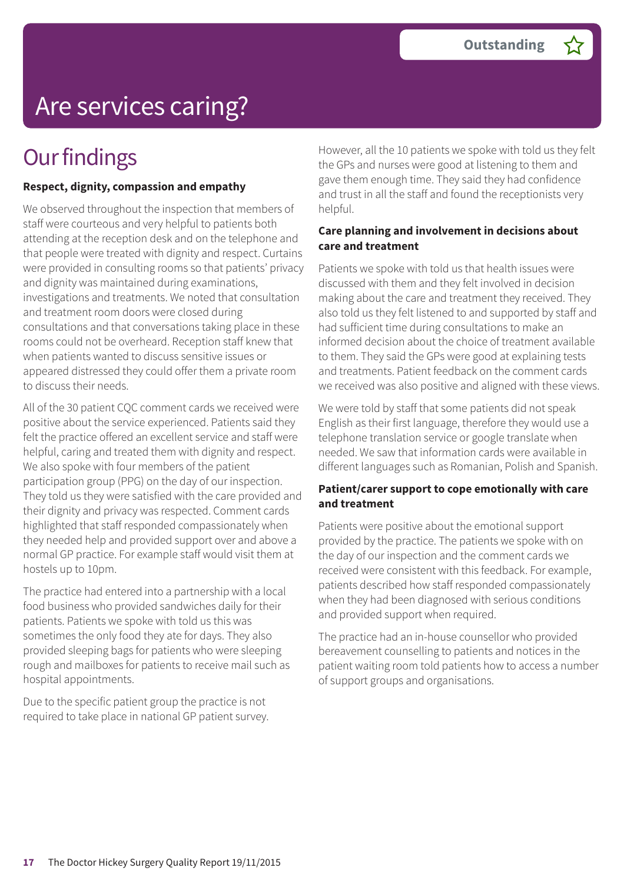Outstanding ☆

# Are services caring?

## Our findings

**Respect, dignity, compassion and empathy**

We observed throughout the inspection that members of staff were courteous and very helpful to patients both attending at the reception desk and on the telephone and that people were treated with dignity and respect. Curtains were provided in consulting rooms so that patients' privacy and dignity was maintained during examinations, investigations and treatments. We noted that consultation and treatment room doors were closed during consultations and that conversations taking place in these rooms could not be overheard. Reception staff knew that when patients wanted to discuss sensitive issues or appeared distressed they could offer them a private room to discuss their needs.

All of the 30 patient CQC comment cards we received were positive about the service experienced. Patients said they felt the practice offered an excellent service and staff were helpful, caring and treated them with dignity and respect. We also spoke with four members of the patient participation group (PPG) on the day of our inspection. They told us they were satisfied with the care provided and their dignity and privacy was respected. Comment cards highlighted that staff responded compassionately when they needed help and provided support over and above a normal GP practice. For example staff would visit them at hostels up to 10pm.

The practice had entered into a partnership with a local food business who provided sandwiches daily for their patients. Patients we spoke with told us this was sometimes the only food they ate for days. They also provided sleeping bags for patients who were sleeping rough and mailboxes for patients to receive mail such as hospital appointments.

Due to the specific patient group the practice is not required to take place in national GP patient survey.

However, all the 10 patients we spoke with told us they felt the GPs and nurses were good at listening to them and gave them enough time. They said they had confidence and trust in all the staff and found the receptionists very helpful.

**Care planning and involvement in decisions about care and treatment**

Patients we spoke with told us that health issues were discussed with them and they felt involved in decision making about the care and treatment they received. They also told us they felt listened to and supported by staff and had sufficient time during consultations to make an informed decision about the choice of treatment available to them. They said the GPs were good at explaining tests and treatments. Patient feedback on the comment cards we received was also positive and aligned with these views.

We were told by staff that some patients did not speak English as their first language, therefore they would use a telephone translation service or google translate when needed. We saw that information cards were available in different languages such as Romanian, Polish and Spanish.

**Patient/carer support to cope emotionally with care and treatment**

Patients were positive about the emotional support provided by the practice. The patients we spoke with on the day of our inspection and the comment cards we received were consistent with this feedback. For example, patients described how staff responded compassionately when they had been diagnosed with serious conditions and provided support when required.

The practice had an in-house counsellor who provided bereavement counselling to patients and notices in the patient waiting room told patients how to access a number of support groups and organisations.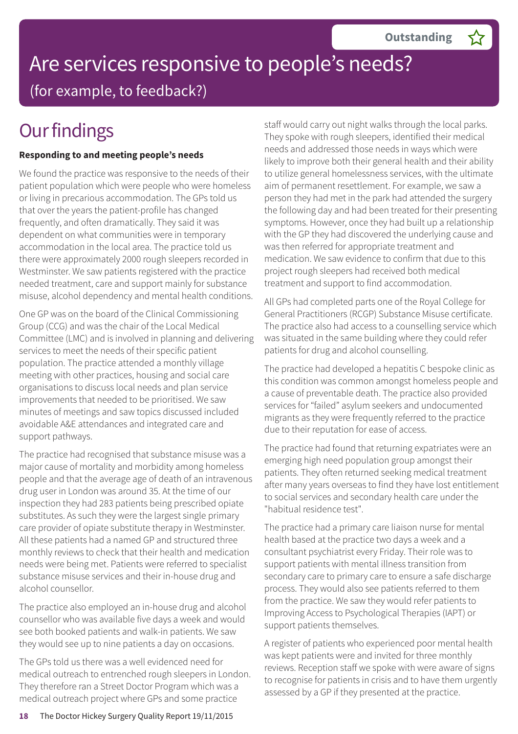Outstanding ☆

# Are services responsive to people's needs?

(for example, to feedback?)

## Our findings

**Responding to and meeting people's needs**

We found the practice was responsive to the needs of their patient population which were people who were homeless or living in precarious accommodation. The GPs told us that over the years the patient-profile has changed frequently, and often dramatically. They said it was dependent on what communities were in temporary accommodation in the local area. The practice told us there were approximately 2000 rough sleepers recorded in Westminster. We saw patients registered with the practice needed treatment, care and support mainly for substance misuse, alcohol dependency and mental health conditions.

One GP was on the board of the Clinical Commissioning Group (CCG) and was the chair of the Local Medical Committee (LMC) and is involved in planning and delivering services to meet the needs of their specific patient population. The practice attended a monthly village meeting with other practices, housing and social care organisations to discuss local needs and plan service improvements that needed to be prioritised. We saw minutes of meetings and saw topics discussed included avoidable A&E attendances and integrated care and support pathways.

The practice had recognised that substance misuse was a major cause of mortality and morbidity among homeless people and that the average age of death of an intravenous drug user in London was around 35. At the time of our inspection they had 283 patients being prescribed opiate substitutes. As such they were the largest single primary care provider of opiate substitute therapy in Westminster. All these patients had a named GP and structured three monthly reviews to check that their health and medication needs were being met. Patients were referred to specialist substance misuse services and their in-house drug and alcohol counsellor.

The practice also employed an in-house drug and alcohol counsellor who was available five days a week and would see both booked patients and walk-in patients. We saw they would see up to nine patients a day on occasions.

The GPs told us there was a well evidenced need for medical outreach to entrenched rough sleepers in London. They therefore ran a Street Doctor Program which was a medical outreach project where GPs and some practice staff would carry out night walks through the local parks. They spoke with rough sleepers, identified their medical needs and addressed those needs in ways which were likely to improve both their general health and their ability to utilize general homelessness services, with the ultimate aim of permanent resettlement. For example, we saw a person they had met in the park had attended the surgery the following day and had been treated for their presenting symptoms. However, once they had built up a relationship with the GP they had discovered the underlying cause and was then referred for appropriate treatment and medication. We saw evidence to confirm that due to this project rough sleepers had received both medical treatment and support to find accommodation.

All GPs had completed parts one of the Royal College for General Practitioners (RCGP) Substance Misuse certificate. The practice also had access to a counselling service which was situated in the same building where they could refer patients for drug and alcohol counselling.

The practice had developed a hepatitis C bespoke clinic as this condition was common amongst homeless people and a cause of preventable death. The practice also provided services for "failed" asylum seekers and undocumented migrants as they were frequently referred to the practice due to their reputation for ease of access.

The practice had found that returning expatriates were an emerging high need population group amongst their patients. They often returned seeking medical treatment after many years overseas to find they have lost entitlement to social services and secondary health care under the "habitual residence test".

The practice had a primary care liaison nurse for mental health based at the practice two days a week and a consultant psychiatrist every Friday. Their role was to support patients with mental illness transition from secondary care to primary care to ensure a safe discharge process. They would also see patients referred to them from the practice. We saw they would refer patients to Improving Access to Psychological Therapies (IAPT) or support patients themselves.

A register of patients who experienced poor mental health was kept patients were and invited for three monthly reviews. Reception staff we spoke with were aware of signs to recognise for patients in crisis and to have them urgently assessed by a GP if they presented at the practice.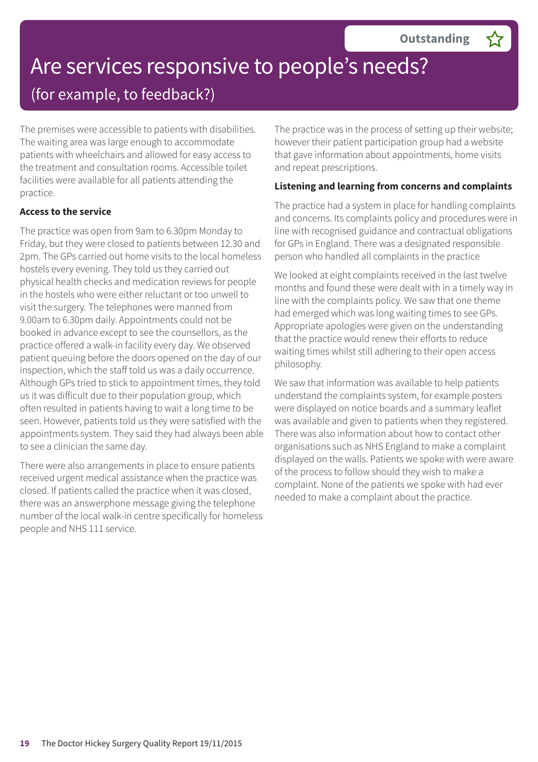Outstanding ☆

# Are services responsive to people's needs?

## (for example, to feedback?)

The premises were accessible to patients with disabilities. The waiting area was large enough to accommodate patients with wheelchairs and allowed for easy access to the treatment and consultation rooms. Accessible toilet facilities were available for all patients attending the practice.

**Access to the service**

The practice was open from 9am to 6.30pm Monday to Friday, but they were closed to patients between 12.30 and 2pm. The GPs carried out home visits to the local homeless hostels every evening. They told us they carried out physical health checks and medication reviews for people in the hostels who were either reluctant or too unwell to visit the surgery. The telephones were manned from 9.00am to 6.30pm daily. Appointments could not be booked in advance except to see the counsellors, as the practice offered a walk-in facility every day. We observed patient queuing before the doors opened on the day of our inspection, which the staff told us was a daily occurrence. Although GPs tried to stick to appointment times, they told us it was difficult due to their population group, which often resulted in patients having to wait a long time to be seen. However, patients told us they were satisfied with the appointments system. They said they had always been able to see a clinician the same day.

There were also arrangements in place to ensure patients received urgent medical assistance when the practice was closed. If patients called the practice when it was closed, there was an answerphone message giving the telephone number of the local walk-in centre specifically for homeless people and NHS 111 service.

The practice was in the process of setting up their website; however their patient participation group had a website that gave information about appointments, home visits and repeat prescriptions.

**Listening and learning from concerns and complaints**

The practice had a system in place for handling complaints and concerns. Its complaints policy and procedures were in line with recognised guidance and contractual obligations for GPs in England. There was a designated responsible person who handled all complaints in the practice

We looked at eight complaints received in the last twelve months and found these were dealt with in a timely way in line with the complaints policy. We saw that one theme had emerged which was long waiting times to see GPs. Appropriate apologies were given on the understanding that the practice would renew their efforts to reduce waiting times whilst still adhering to their open access philosophy.

We saw that information was available to help patients understand the complaints system, for example posters were displayed on notice boards and a summary leaflet was available and given to patients when they registered. There was also information about how to contact other organisations such as NHS England to make a complaint displayed on the walls. Patients we spoke with were aware of the process to follow should they wish to make a complaint. None of the patients we spoke with had ever needed to make a complaint about the practice.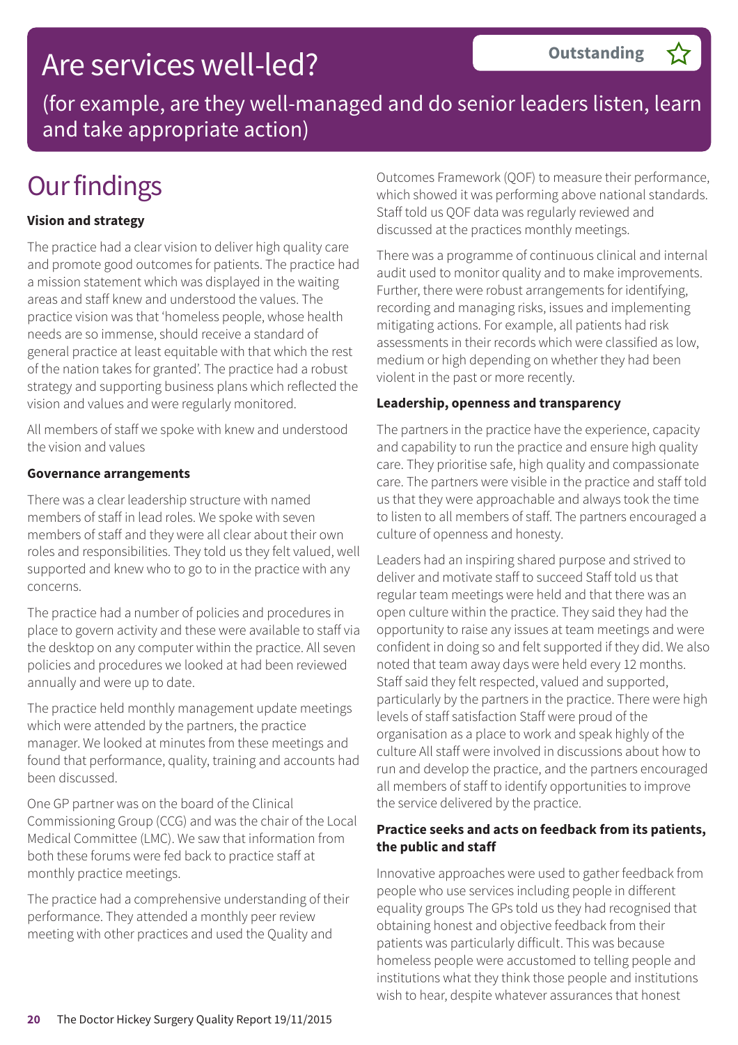# Are services well-led?

**Outstanding** ☆

(for example, are they well-managed and do senior leaders listen, learn and take appropriate action)

## Our findings

**Vision and strategy**

The practice had a clear vision to deliver high quality care and promote good outcomes for patients. The practice had a mission statement which was displayed in the waiting areas and staff knew and understood the values. The practice vision was that 'homeless people, whose health needs are so immense, should receive a standard of general practice at least equitable with that which the rest of the nation takes for granted'. The practice had a robust strategy and supporting business plans which reflected the vision and values and were regularly monitored.

All members of staff we spoke with knew and understood the vision and values

**Governance arrangements**

There was a clear leadership structure with named members of staff in lead roles. We spoke with seven members of staff and they were all clear about their own roles and responsibilities. They told us they felt valued, well supported and knew who to go to in the practice with any concerns.

The practice had a number of policies and procedures in place to govern activity and these were available to staff via the desktop on any computer within the practice. All seven policies and procedures we looked at had been reviewed annually and were up to date.

The practice held monthly management update meetings which were attended by the partners, the practice manager. We looked at minutes from these meetings and found that performance, quality, training and accounts had been discussed.

One GP partner was on the board of the Clinical Commissioning Group (CCG) and was the chair of the Local Medical Committee (LMC). We saw that information from both these forums were fed back to practice staff at monthly practice meetings.

The practice had a comprehensive understanding of their performance. They attended a monthly peer review meeting with other practices and used the Quality and Outcomes Framework (QOF) to measure their performance, which showed it was performing above national standards. Staff told us QOF data was regularly reviewed and discussed at the practices monthly meetings.

There was a programme of continuous clinical and internal audit used to monitor quality and to make improvements. Further, there were robust arrangements for identifying, recording and managing risks, issues and implementing mitigating actions. For example, all patients had risk assessments in their records which were classified as low, medium or high depending on whether they had been violent in the past or more recently.

**Leadership, openness and transparency**

The partners in the practice have the experience, capacity and capability to run the practice and ensure high quality care. They prioritise safe, high quality and compassionate care. The partners were visible in the practice and staff told us that they were approachable and always took the time to listen to all members of staff. The partners encouraged a culture of openness and honesty.

Leaders had an inspiring shared purpose and strived to deliver and motivate staff to succeed Staff told us that regular team meetings were held and that there was an open culture within the practice. They said they had the opportunity to raise any issues at team meetings and were confident in doing so and felt supported if they did. We also noted that team away days were held every 12 months. Staff said they felt respected, valued and supported, particularly by the partners in the practice. There were high levels of staff satisfaction Staff were proud of the organisation as a place to work and speak highly of the culture All staff were involved in discussions about how to run and develop the practice, and the partners encouraged all members of staff to identify opportunities to improve the service delivered by the practice.

**Practice seeks and acts on feedback from its patients, the public and staff**

Innovative approaches were used to gather feedback from people who use services including people in different equality groups The GPs told us they had recognised that obtaining honest and objective feedback from their patients was particularly difficult. This was because homeless people were accustomed to telling people and institutions what they think those people and institutions wish to hear, despite whatever assurances that honest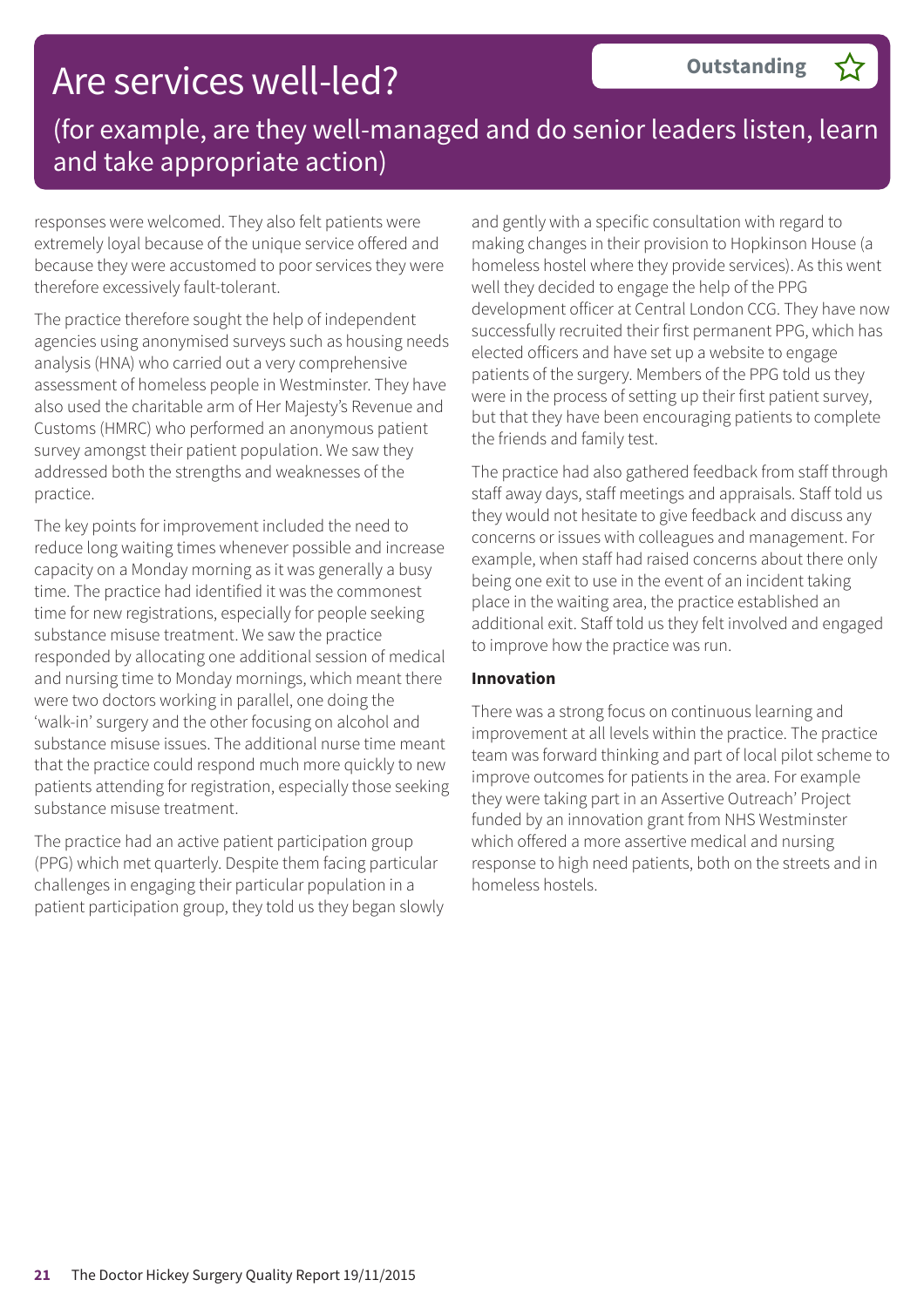# Are services well-led?

**Outstanding** ☆

(for example, are they well-managed and do senior leaders listen, learn and take appropriate action)

responses were welcomed. They also felt patients were extremely loyal because of the unique service offered and because they were accustomed to poor services they were therefore excessively fault-tolerant.

The practice therefore sought the help of independent agencies using anonymised surveys such as housing needs analysis (HNA) who carried out a very comprehensive assessment of homeless people in Westminster. They have also used the charitable arm of Her Majesty's Revenue and Customs (HMRC) who performed an anonymous patient survey amongst their patient population. We saw they addressed both the strengths and weaknesses of the practice.

The key points for improvement included the need to reduce long waiting times whenever possible and increase capacity on a Monday morning as it was generally a busy time. The practice had identified it was the commonest time for new registrations, especially for people seeking substance misuse treatment. We saw the practice responded by allocating one additional session of medical and nursing time to Monday mornings, which meant there were two doctors working in parallel, one doing the 'walk-in' surgery and the other focusing on alcohol and substance misuse issues. The additional nurse time meant that the practice could respond much more quickly to new patients attending for registration, especially those seeking substance misuse treatment.

The practice had an active patient participation group (PPG) which met quarterly. Despite them facing particular challenges in engaging their particular population in a patient participation group, they told us they began slowly and gently with a specific consultation with regard to making changes in their provision to Hopkinson House (a homeless hostel where they provide services). As this went well they decided to engage the help of the PPG development officer at Central London CCG. They have now successfully recruited their first permanent PPG, which has elected officers and have set up a website to engage patients of the surgery. Members of the PPG told us they were in the process of setting up their first patient survey, but that they have been encouraging patients to complete the friends and family test.

The practice had also gathered feedback from staff through staff away days, staff meetings and appraisals. Staff told us they would not hesitate to give feedback and discuss any concerns or issues with colleagues and management. For example, when staff had raised concerns about there only being one exit to use in the event of an incident taking place in the waiting area, the practice established an additional exit. Staff told us they felt involved and engaged to improve how the practice was run.

**Innovation**

There was a strong focus on continuous learning and improvement at all levels within the practice. The practice team was forward thinking and part of local pilot scheme to improve outcomes for patients in the area. For example they were taking part in an Assertive Outreach' Project funded by an innovation grant from NHS Westminster which offered a more assertive medical and nursing response to high need patients, both on the streets and in homeless hostels.